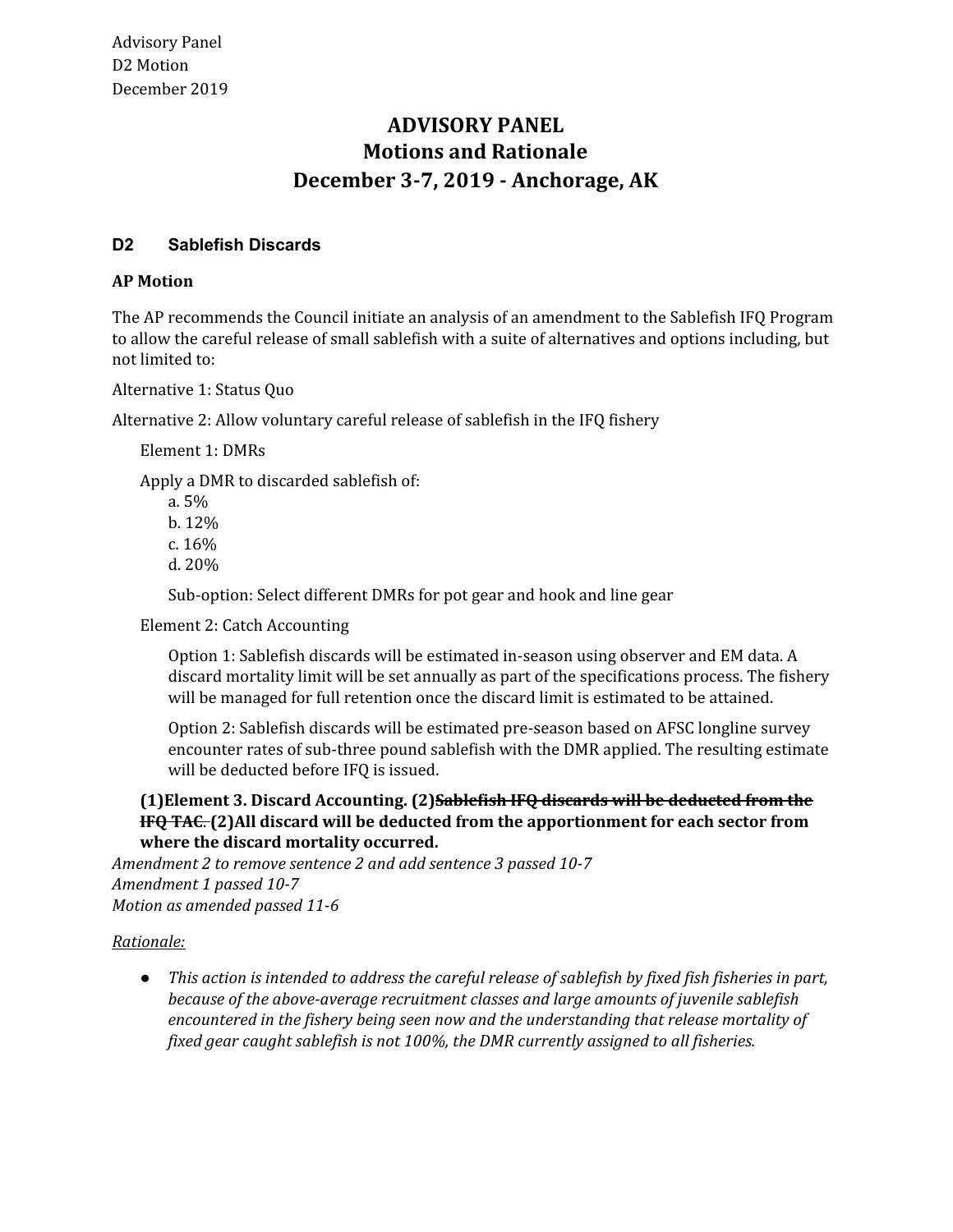Advisory Panel
D2 Motion
December 2019

# ADVISORY PANEL
## Motions and Rationale
## December 3-7, 2019 - Anchorage, AK

### D2 Sablefish Discards

**AP Motion**

The AP recommends the Council initiate an analysis of an amendment to the Sablefish IFQ Program to allow the careful release of small sablefish with a suite of alternatives and options including, but not limited to:

Alternative 1: Status Quo

Alternative 2: Allow voluntary careful release of sablefish in the IFQ fishery

Element 1: DMRs

Apply a DMR to discarded sablefish of:

a. 5%
b. 12%
c. 16%
d. 20%

Sub-option: Select different DMRs for pot gear and hook and line gear

Element 2: Catch Accounting

Option 1: Sablefish discards will be estimated in-season using observer and EM data. A discard mortality limit will be set annually as part of the specifications process. The fishery will be managed for full retention once the discard limit is estimated to be attained.

Option 2: Sablefish discards will be estimated pre-season based on AFSC longline survey encounter rates of sub-three pound sablefish with the DMR applied. The resulting estimate will be deducted before IFQ is issued.

**(1)Element 3. Discard Accounting. (2)~~Sablefish IFQ discards will be deducted from the IFQ TAC.~~ (2)All discard will be deducted from the apportionment for each sector from where the discard mortality occurred.**

*Amendment 2 to remove sentence 2 and add sentence 3 passed 10-7*
*Amendment 1 passed 10-7*
*Motion as amended passed 11-6*

*Rationale:*

- *This action is intended to address the careful release of sablefish by fixed fish fisheries in part, because of the above-average recruitment classes and large amounts of juvenile sablefish encountered in the fishery being seen now and the understanding that release mortality of fixed gear caught sablefish is not 100%, the DMR currently assigned to all fisheries.*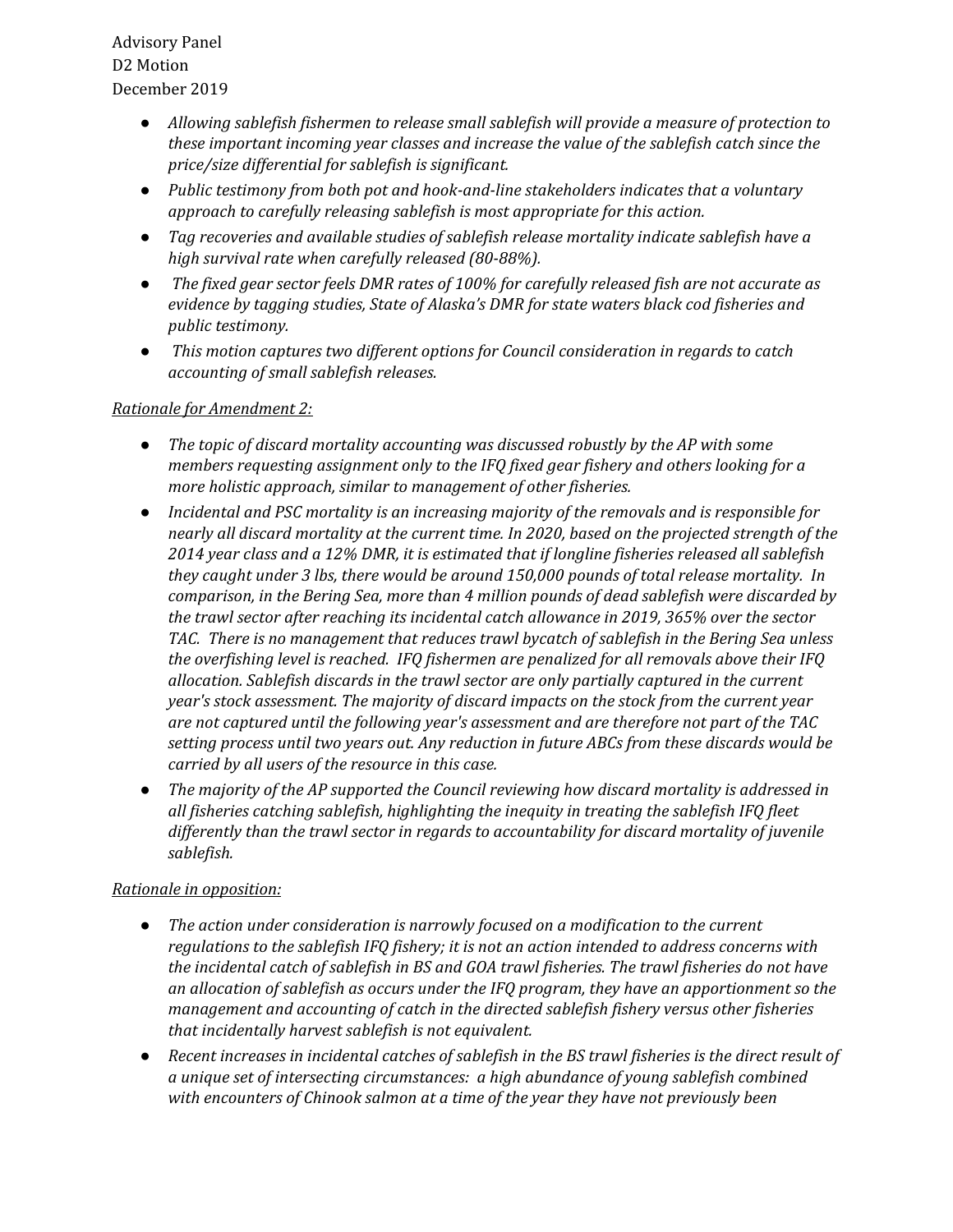- *Allowing sablefish fishermen to release small sablefish will provide a measure of protection to these important incoming year classes and increase the value of the sablefish catch since the price/size differential for sablefish is significant.*
- *Public testimony from both pot and hook-and-line stakeholders indicates that a voluntary approach to carefully releasing sablefish is most appropriate for this action.*
- *Tag recoveries and available studies of sablefish release mortality indicate sablefish have a high survival rate when carefully released (80-88%).*
- *The fixed gear sector feels DMR rates of 100% for carefully released fish are not accurate as evidence by tagging studies, State of Alaska's DMR for state waters black cod fisheries and public testimony.*
- *This motion captures two different options for Council consideration in regards to catch accounting of small sablefish releases.*

*Rationale for Amendment 2:*

- *The topic of discard mortality accounting was discussed robustly by the AP with some members requesting assignment only to the IFQ fixed gear fishery and others looking for a more holistic approach, similar to management of other fisheries.*
- *Incidental and PSC mortality is an increasing majority of the removals and is responsible for nearly all discard mortality at the current time. In 2020, based on the projected strength of the 2014 year class and a 12% DMR, it is estimated that if longline fisheries released all sablefish they caught under 3 lbs, there would be around 150,000 pounds of total release mortality. In comparison, in the Bering Sea, more than 4 million pounds of dead sablefish were discarded by the trawl sector after reaching its incidental catch allowance in 2019, 365% over the sector TAC. There is no management that reduces trawl bycatch of sablefish in the Bering Sea unless the overfishing level is reached. IFQ fishermen are penalized for all removals above their IFQ allocation. Sablefish discards in the trawl sector are only partially captured in the current year's stock assessment. The majority of discard impacts on the stock from the current year are not captured until the following year's assessment and are therefore not part of the TAC setting process until two years out. Any reduction in future ABCs from these discards would be carried by all users of the resource in this case.*
- *The majority of the AP supported the Council reviewing how discard mortality is addressed in all fisheries catching sablefish, highlighting the inequity in treating the sablefish IFQ fleet differently than the trawl sector in regards to accountability for discard mortality of juvenile sablefish.*

*Rationale in opposition:*

- *The action under consideration is narrowly focused on a modification to the current regulations to the sablefish IFQ fishery; it is not an action intended to address concerns with the incidental catch of sablefish in BS and GOA trawl fisheries. The trawl fisheries do not have an allocation of sablefish as occurs under the IFQ program, they have an apportionment so the management and accounting of catch in the directed sablefish fishery versus other fisheries that incidentally harvest sablefish is not equivalent.*
- *Recent increases in incidental catches of sablefish in the BS trawl fisheries is the direct result of a unique set of intersecting circumstances: a high abundance of young sablefish combined with encounters of Chinook salmon at a time of the year they have not previously been*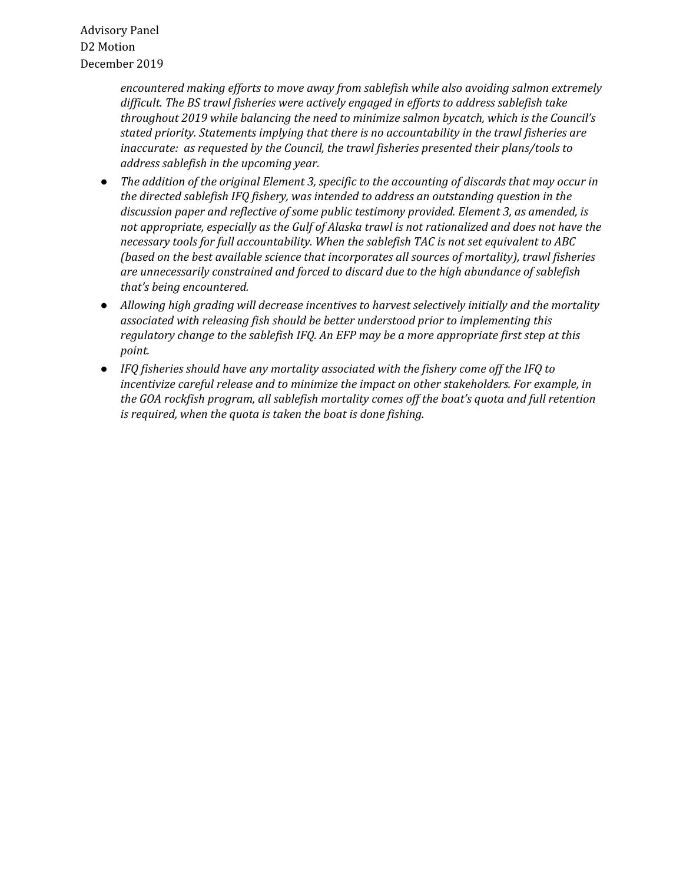*encountered making efforts to move away from sablefish while also avoiding salmon extremely difficult. The BS trawl fisheries were actively engaged in efforts to address sablefish take throughout 2019 while balancing the need to minimize salmon bycatch, which is the Council's stated priority. Statements implying that there is no accountability in the trawl fisheries are inaccurate: as requested by the Council, the trawl fisheries presented their plans/tools to address sablefish in the upcoming year.*

- *The addition of the original Element 3, specific to the accounting of discards that may occur in the directed sablefish IFQ fishery, was intended to address an outstanding question in the discussion paper and reflective of some public testimony provided. Element 3, as amended, is not appropriate, especially as the Gulf of Alaska trawl is not rationalized and does not have the necessary tools for full accountability. When the sablefish TAC is not set equivalent to ABC (based on the best available science that incorporates all sources of mortality), trawl fisheries are unnecessarily constrained and forced to discard due to the high abundance of sablefish that's being encountered.*
- *Allowing high grading will decrease incentives to harvest selectively initially and the mortality associated with releasing fish should be better understood prior to implementing this regulatory change to the sablefish IFQ. An EFP may be a more appropriate first step at this point.*
- *IFQ fisheries should have any mortality associated with the fishery come off the IFQ to incentivize careful release and to minimize the impact on other stakeholders. For example, in the GOA rockfish program, all sablefish mortality comes off the boat's quota and full retention is required, when the quota is taken the boat is done fishing.*